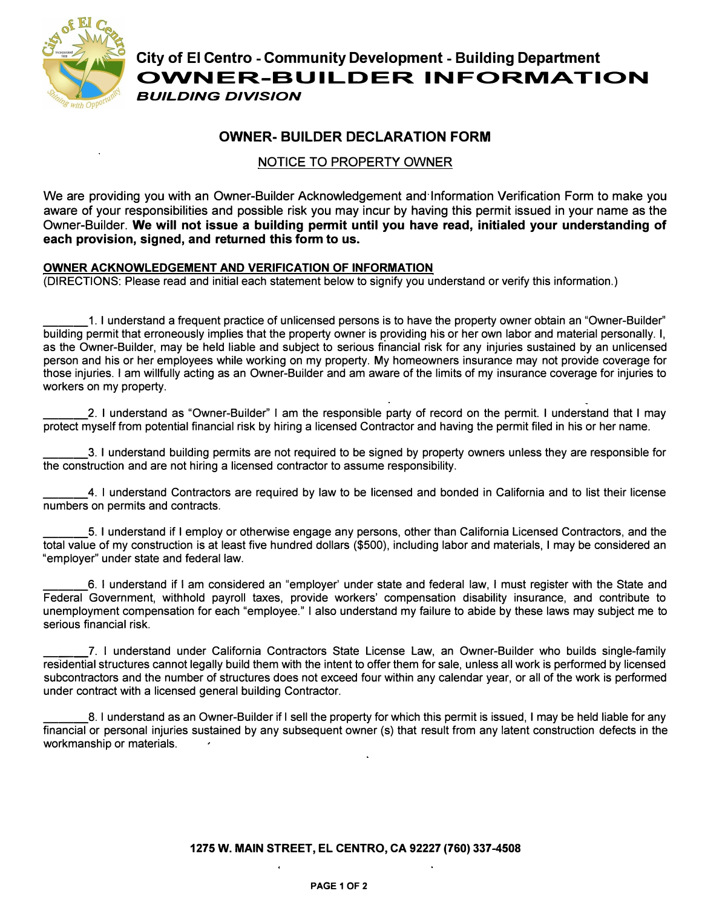**City of El Centro - Community Development - Building Department**

# OWNER-BUILDER INFORMATION

***BUILDING DIVISION***

## OWNER- BUILDER DECLARATION FORM

NOTICE TO PROPERTY OWNER

We are providing you with an Owner-Builder Acknowledgement and Information Verification Form to make you aware of your responsibilities and possible risk you may incur by having this permit issued in your name as the Owner-Builder. **We will not issue a building permit until you have read, initialed your understanding of each provision, signed, and returned this form to us.**

**OWNER ACKNOWLEDGEMENT AND VERIFICATION OF INFORMATION**

(DIRECTIONS: Please read and initial each statement below to signify you understand or verify this information.)

_______1. I understand a frequent practice of unlicensed persons is to have the property owner obtain an "Owner-Builder" building permit that erroneously implies that the property owner is providing his or her own labor and material personally. I, as the Owner-Builder, may be held liable and subject to serious financial risk for any injuries sustained by an unlicensed person and his or her employees while working on my property. My homeowners insurance may not provide coverage for those injuries. I am willfully acting as an Owner-Builder and am aware of the limits of my insurance coverage for injuries to workers on my property.

_______2. I understand as "Owner-Builder" I am the responsible party of record on the permit. I understand that I may protect myself from potential financial risk by hiring a licensed Contractor and having the permit filed in his or her name.

_______3. I understand building permits are not required to be signed by property owners unless they are responsible for the construction and are not hiring a licensed contractor to assume responsibility.

_______4. I understand Contractors are required by law to be licensed and bonded in California and to list their license numbers on permits and contracts.

_______5. I understand if I employ or otherwise engage any persons, other than California Licensed Contractors, and the total value of my construction is at least five hundred dollars ($500), including labor and materials, I may be considered an "employer" under state and federal law.

_______6. I understand if I am considered an "employer' under state and federal law, I must register with the State and Federal Government, withhold payroll taxes, provide workers' compensation disability insurance, and contribute to unemployment compensation for each "employee." I also understand my failure to abide by these laws may subject me to serious financial risk.

_______7. I understand under California Contractors State License Law, an Owner-Builder who builds single-family residential structures cannot legally build them with the intent to offer them for sale, unless all work is performed by licensed subcontractors and the number of structures does not exceed four within any calendar year, or all of the work is performed under contract with a licensed general building Contractor.

_______8. I understand as an Owner-Builder if I sell the property for which this permit is issued, I may be held liable for any financial or personal injuries sustained by any subsequent owner (s) that result from any latent construction defects in the workmanship or materials.

**1275 W. MAIN STREET, EL CENTRO, CA 92227 (760) 337-4508**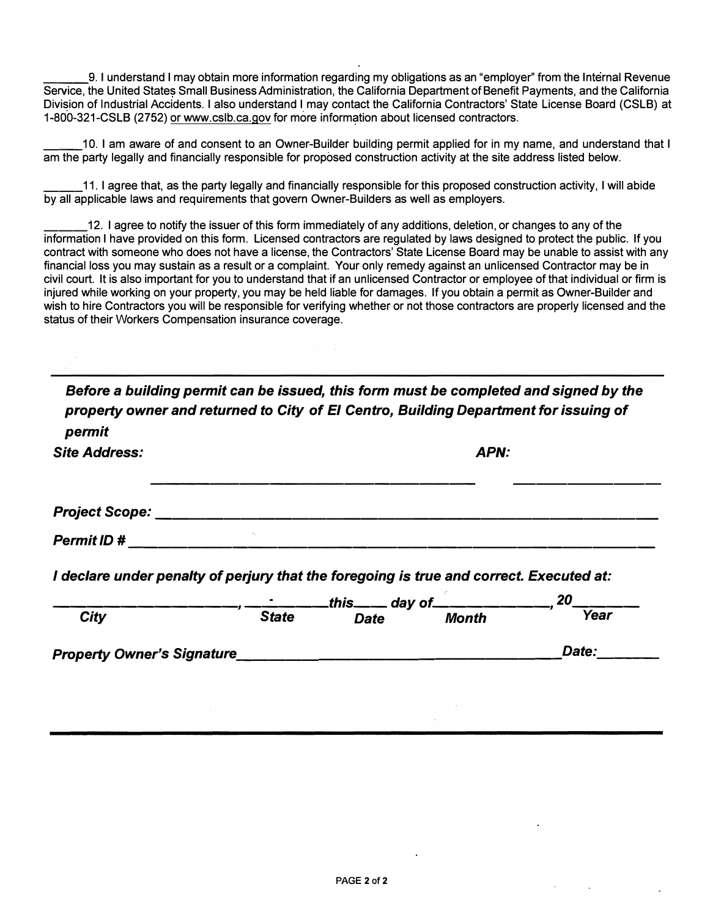_______9. I understand I may obtain more information regarding my obligations as an "employer" from the Internal Revenue Service, the United States Small Business Administration, the California Department of Benefit Payments, and the California Division of Industrial Accidents. I also understand I may contact the California Contractors' State License Board (CSLB) at 1-800-321-CSLB (2752) or www.cslb.ca.gov for more information about licensed contractors.

______10. I am aware of and consent to an Owner-Builder building permit applied for in my name, and understand that I am the party legally and financially responsible for proposed construction activity at the site address listed below.

______11. I agree that, as the party legally and financially responsible for this proposed construction activity, I will abide by all applicable laws and requirements that govern Owner-Builders as well as employers.

______12. I agree to notify the issuer of this form immediately of any additions, deletion, or changes to any of the information I have provided on this form. Licensed contractors are regulated by laws designed to protect the public. If you contract with someone who does not have a license, the Contractors' State License Board may be unable to assist with any financial loss you may sustain as a result or a complaint. Your only remedy against an unlicensed Contractor may be in civil court. It is also important for you to understand that if an unlicensed Contractor or employee of that individual or firm is injured while working on your property, you may be held liable for damages. If you obtain a permit as Owner-Builder and wish to hire Contractors you will be responsible for verifying whether or not those contractors are properly licensed and the status of their Workers Compensation insurance coverage.

---

***Before a building permit can be issued, this form must be completed and signed by the property owner and returned to City of El Centro, Building Department for issuing of permit***

***Site Address:*** ______________________________ ***APN:*** ______________

***Project Scope:*** ______________________________________________

***Permit ID #*** ______________________________________________

***I declare under penalty of perjury that the foregoing is true and correct. Executed at:***

______________________, ________ this_____ day of______________, 20________
***City*** ***State*** ***Date*** ***Month*** ***Year***

***Property Owner's Signature***______________________________________ ***Date:***________

---